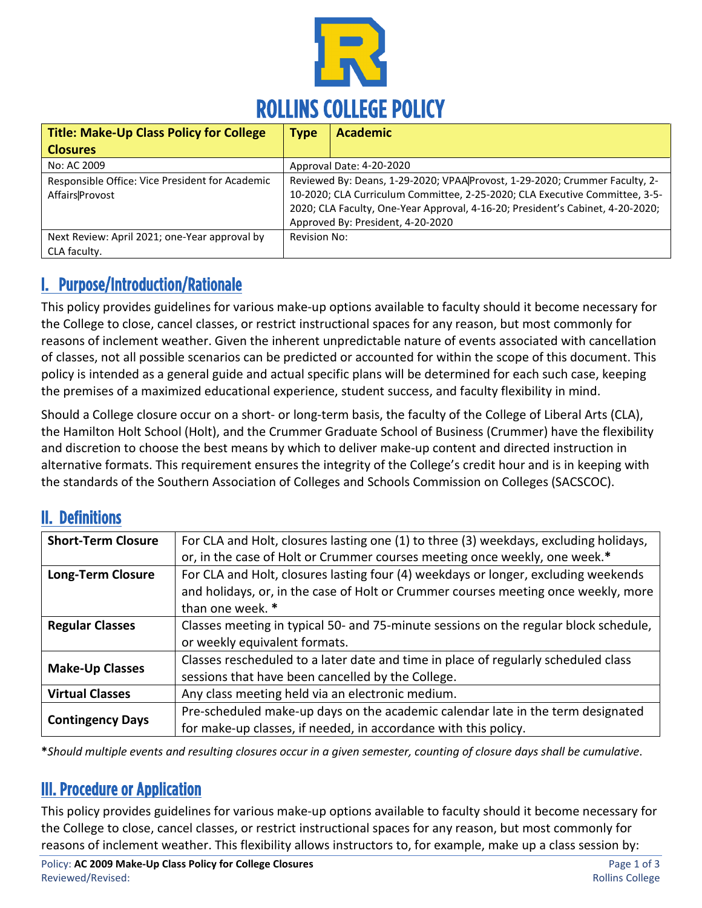# ROLLINS COLLEGE POLICY

| Title: Make-Up Class Policy for College Closures | Type | Academic |
|---|---|---|
| No: AC 2009 | Approval Date: 4-20-2020 | |
| Responsible Office: Vice President for Academic Affairs\|Provost | Reviewed By: Deans, 1-29-2020; VPAA\|Provost, 1-29-2020; Crummer Faculty, 2-10-2020; CLA Curriculum Committee, 2-25-2020; CLA Executive Committee, 3-5-2020; CLA Faculty, One-Year Approval, 4-16-20; President's Cabinet, 4-20-2020; Approved By: President, 4-20-2020 | |
| Next Review: April 2021; one-Year approval by CLA faculty. | Revision No: | |

## I. Purpose/Introduction/Rationale

This policy provides guidelines for various make-up options available to faculty should it become necessary for the College to close, cancel classes, or restrict instructional spaces for any reason, but most commonly for reasons of inclement weather. Given the inherent unpredictable nature of events associated with cancellation of classes, not all possible scenarios can be predicted or accounted for within the scope of this document. This policy is intended as a general guide and actual specific plans will be determined for each such case, keeping the premises of a maximized educational experience, student success, and faculty flexibility in mind.

Should a College closure occur on a short- or long-term basis, the faculty of the College of Liberal Arts (CLA), the Hamilton Holt School (Holt), and the Crummer Graduate School of Business (Crummer) have the flexibility and discretion to choose the best means by which to deliver make-up content and directed instruction in alternative formats. This requirement ensures the integrity of the College's credit hour and is in keeping with the standards of the Southern Association of Colleges and Schools Commission on Colleges (SACSCOC).

## II. Definitions

| | |
|---|---|
| **Short-Term Closure** | For CLA and Holt, closures lasting one (1) to three (3) weekdays, excluding holidays, or, in the case of Holt or Crummer courses meeting once weekly, one week.* |
| **Long-Term Closure** | For CLA and Holt, closures lasting four (4) weekdays or longer, excluding weekends and holidays, or, in the case of Holt or Crummer courses meeting once weekly, more than one week. * |
| **Regular Classes** | Classes meeting in typical 50- and 75-minute sessions on the regular block schedule, or weekly equivalent formats. |
| **Make-Up Classes** | Classes rescheduled to a later date and time in place of regularly scheduled class sessions that have been cancelled by the College. |
| **Virtual Classes** | Any class meeting held via an electronic medium. |
| **Contingency Days** | Pre-scheduled make-up days on the academic calendar late in the term designated for make-up classes, if needed, in accordance with this policy. |

**\****Should multiple events and resulting closures occur in a given semester, counting of closure days shall be cumulative*.

## III. Procedure or Application

This policy provides guidelines for various make-up options available to faculty should it become necessary for the College to close, cancel classes, or restrict instructional spaces for any reason, but most commonly for reasons of inclement weather. This flexibility allows instructors to, for example, make up a class session by: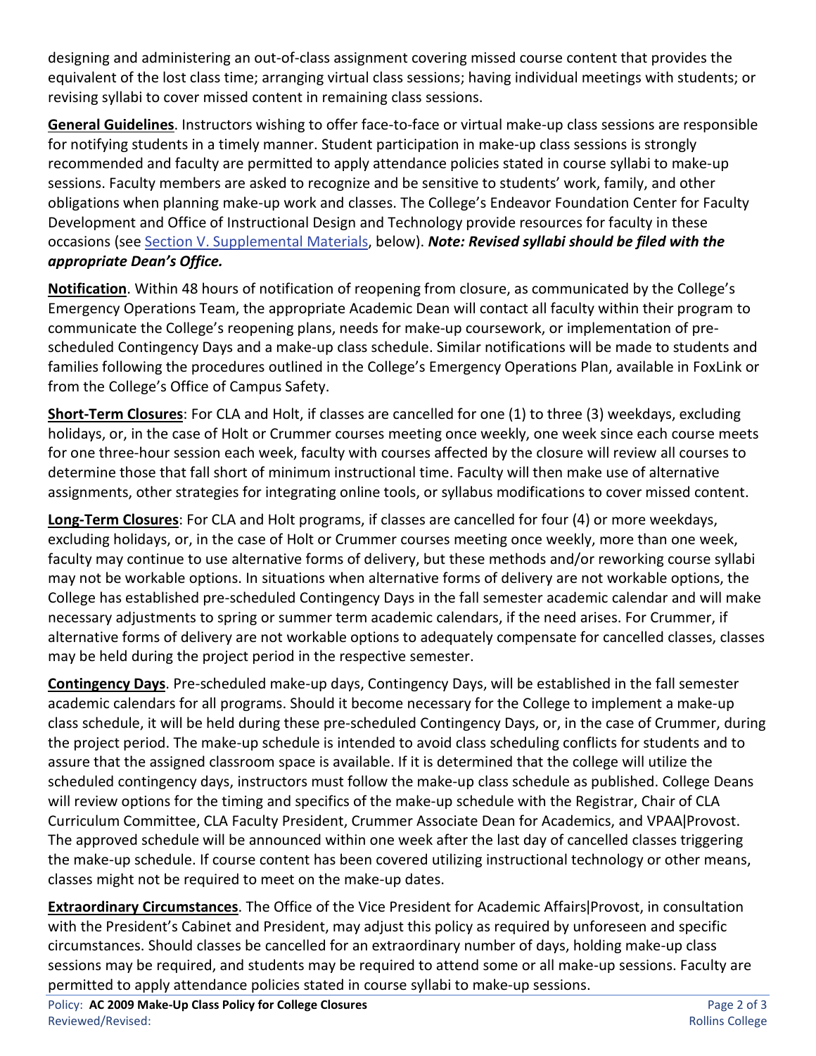designing and administering an out-of-class assignment covering missed course content that provides the equivalent of the lost class time; arranging virtual class sessions; having individual meetings with students; or revising syllabi to cover missed content in remaining class sessions.

**General Guidelines**. Instructors wishing to offer face-to-face or virtual make-up class sessions are responsible for notifying students in a timely manner. Student participation in make-up class sessions is strongly recommended and faculty are permitted to apply attendance policies stated in course syllabi to make-up sessions. Faculty members are asked to recognize and be sensitive to students' work, family, and other obligations when planning make-up work and classes. The College's Endeavor Foundation Center for Faculty Development and Office of Instructional Design and Technology provide resources for faculty in these occasions (see Section V. Supplemental Materials, below). ***Note: Revised syllabi should be filed with the appropriate Dean's Office.***

**Notification**. Within 48 hours of notification of reopening from closure, as communicated by the College's Emergency Operations Team, the appropriate Academic Dean will contact all faculty within their program to communicate the College's reopening plans, needs for make-up coursework, or implementation of pre-scheduled Contingency Days and a make-up class schedule. Similar notifications will be made to students and families following the procedures outlined in the College's Emergency Operations Plan, available in FoxLink or from the College's Office of Campus Safety.

**Short-Term Closures**: For CLA and Holt, if classes are cancelled for one (1) to three (3) weekdays, excluding holidays, or, in the case of Holt or Crummer courses meeting once weekly, one week since each course meets for one three-hour session each week, faculty with courses affected by the closure will review all courses to determine those that fall short of minimum instructional time. Faculty will then make use of alternative assignments, other strategies for integrating online tools, or syllabus modifications to cover missed content.

**Long-Term Closures**: For CLA and Holt programs, if classes are cancelled for four (4) or more weekdays, excluding holidays, or, in the case of Holt or Crummer courses meeting once weekly, more than one week, faculty may continue to use alternative forms of delivery, but these methods and/or reworking course syllabi may not be workable options. In situations when alternative forms of delivery are not workable options, the College has established pre-scheduled Contingency Days in the fall semester academic calendar and will make necessary adjustments to spring or summer term academic calendars, if the need arises. For Crummer, if alternative forms of delivery are not workable options to adequately compensate for cancelled classes, classes may be held during the project period in the respective semester.

**Contingency Days**. Pre-scheduled make-up days, Contingency Days, will be established in the fall semester academic calendars for all programs. Should it become necessary for the College to implement a make-up class schedule, it will be held during these pre-scheduled Contingency Days, or, in the case of Crummer, during the project period. The make-up schedule is intended to avoid class scheduling conflicts for students and to assure that the assigned classroom space is available. If it is determined that the college will utilize the scheduled contingency days, instructors must follow the make-up class schedule as published. College Deans will review options for the timing and specifics of the make-up schedule with the Registrar, Chair of CLA Curriculum Committee, CLA Faculty President, Crummer Associate Dean for Academics, and VPAA|Provost. The approved schedule will be announced within one week after the last day of cancelled classes triggering the make-up schedule. If course content has been covered utilizing instructional technology or other means, classes might not be required to meet on the make-up dates.

**Extraordinary Circumstances**. The Office of the Vice President for Academic Affairs|Provost, in consultation with the President's Cabinet and President, may adjust this policy as required by unforeseen and specific circumstances. Should classes be cancelled for an extraordinary number of days, holding make-up class sessions may be required, and students may be required to attend some or all make-up sessions. Faculty are permitted to apply attendance policies stated in course syllabi to make-up sessions.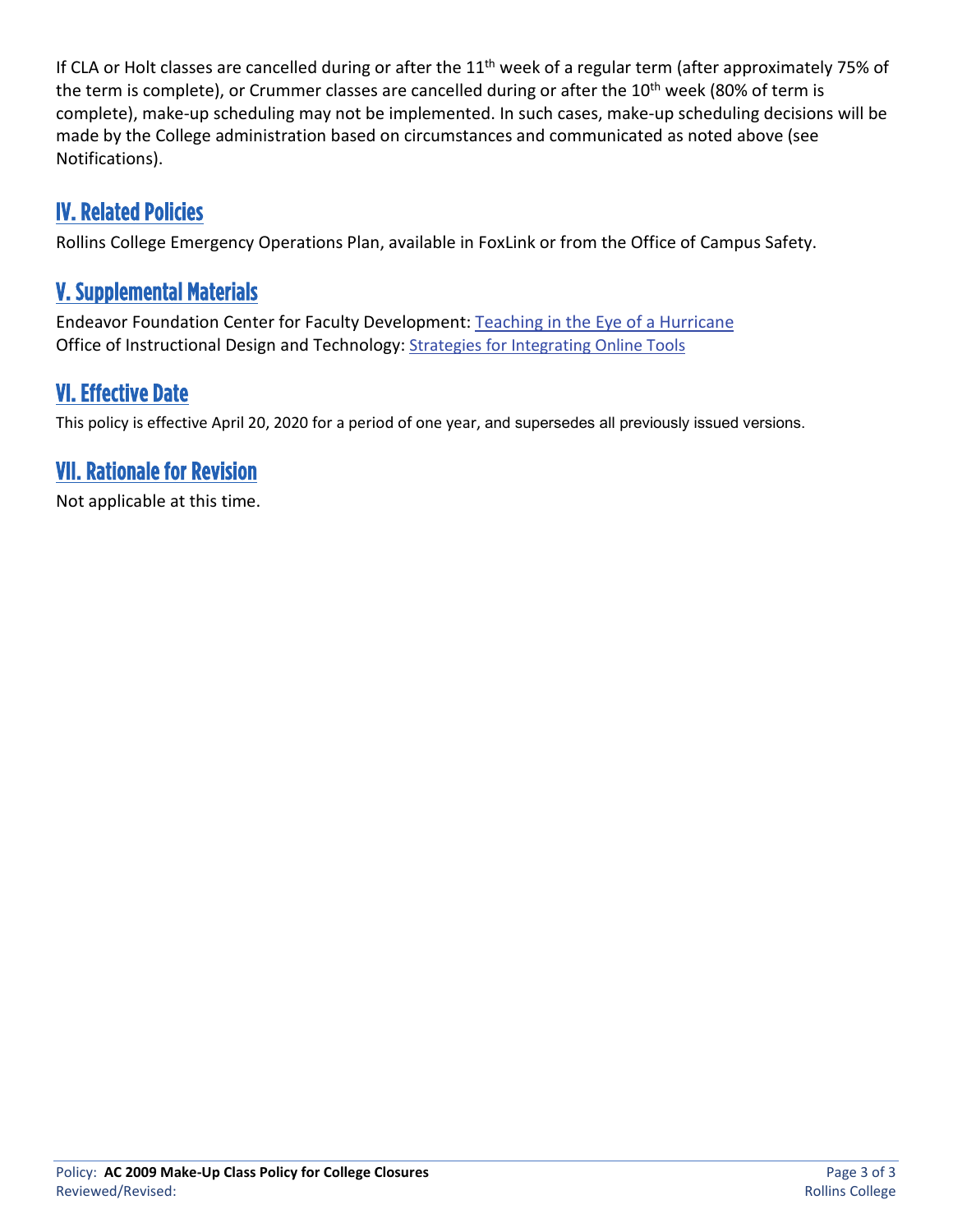If CLA or Holt classes are cancelled during or after the 11th week of a regular term (after approximately 75% of the term is complete), or Crummer classes are cancelled during or after the 10th week (80% of term is complete), make-up scheduling may not be implemented. In such cases, make-up scheduling decisions will be made by the College administration based on circumstances and communicated as noted above (see Notifications).

## IV. Related Policies

Rollins College Emergency Operations Plan, available in FoxLink or from the Office of Campus Safety.

## V. Supplemental Materials

Endeavor Foundation Center for Faculty Development: Teaching in the Eye of a Hurricane
Office of Instructional Design and Technology: Strategies for Integrating Online Tools

## VI. Effective Date

This policy is effective April 20, 2020 for a period of one year, and supersedes all previously issued versions.

## VII. Rationale for Revision

Not applicable at this time.